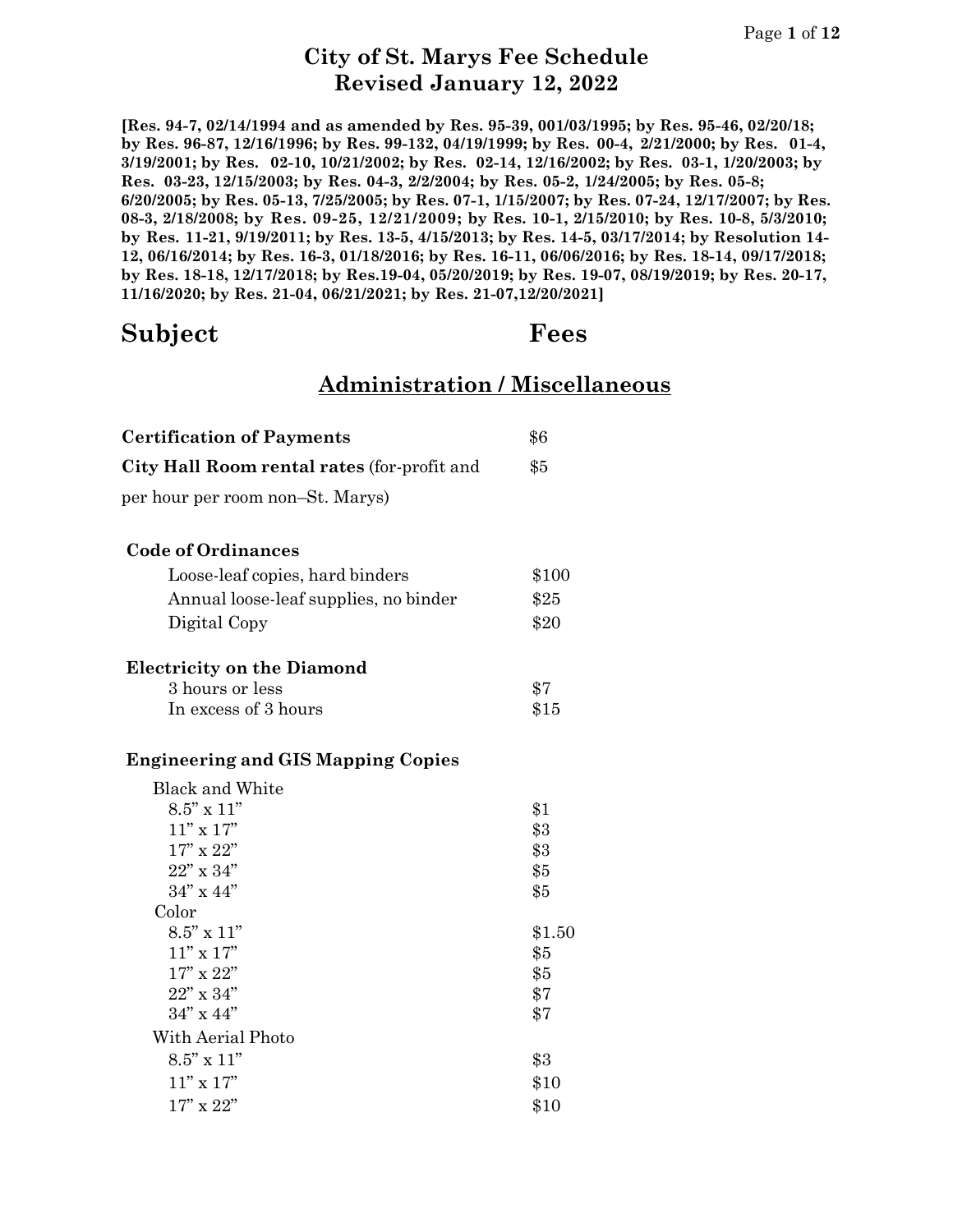# City of St. Marys Fee Schedule
## Revised January 12, 2022

**[Res. 94-7, 02/14/1994 and as amended by Res. 95-39, 001/03/1995; by Res. 95-46, 02/20/18; by Res. 96-87, 12/16/1996; by Res. 99-132, 04/19/1999; by Res. 00-4, 2/21/2000; by Res. 01-4, 3/19/2001; by Res. 02-10, 10/21/2002; by Res. 02-14, 12/16/2002; by Res. 03-1, 1/20/2003; by Res. 03-23, 12/15/2003; by Res. 04-3, 2/2/2004; by Res. 05-2, 1/24/2005; by Res. 05-8; 6/20/2005; by Res. 05-13, 7/25/2005; by Res. 07-1, 1/15/2007; by Res. 07-24, 12/17/2007; by Res. 08-3, 2/18/2008; by Res. 09-25, 12/21/2009; by Res. 10-1, 2/15/2010; by Res. 10-8, 5/3/2010; by Res. 11-21, 9/19/2011; by Res. 13-5, 4/15/2013; by Res. 14-5, 03/17/2014; by Resolution 14-12, 06/16/2014; by Res. 16-3, 01/18/2016; by Res. 16-11, 06/06/2016; by Res. 18-14, 09/17/2018; by Res. 18-18, 12/17/2018; by Res.19-04, 05/20/2019; by Res. 19-07, 08/19/2019; by Res. 20-17, 11/16/2020; by Res. 21-04, 06/21/2021; by Res. 21-07,12/20/2021]**

| Subject | Fees |
|---|---|

## Administration / Miscellaneous

| Subject | Fees |
|---|---|
| **Certification of Payments** | $6 |
| **City Hall Room rental rates** (for-profit and per hour per room non–St. Marys) | $5 |
| **Code of Ordinances** | |
| Loose-leaf copies, hard binders | $100 |
| Annual loose-leaf supplies, no binder | $25 |
| Digital Copy | $20 |
| **Electricity on the Diamond** | |
| 3 hours or less | $7 |
| In excess of 3 hours | $15 |
| **Engineering and GIS Mapping Copies** | |
| Black and White | |
| 8.5" x 11" | $1 |
| 11" x 17" | $3 |
| 17" x 22" | $3 |
| 22" x 34" | $5 |
| 34" x 44" | $5 |
| Color | |
| 8.5" x 11" | $1.50 |
| 11" x 17" | $5 |
| 17" x 22" | $5 |
| 22" x 34" | $7 |
| 34" x 44" | $7 |
| With Aerial Photo | |
| 8.5" x 11" | $3 |
| 11" x 17" | $10 |
| 17" x 22" | $10 |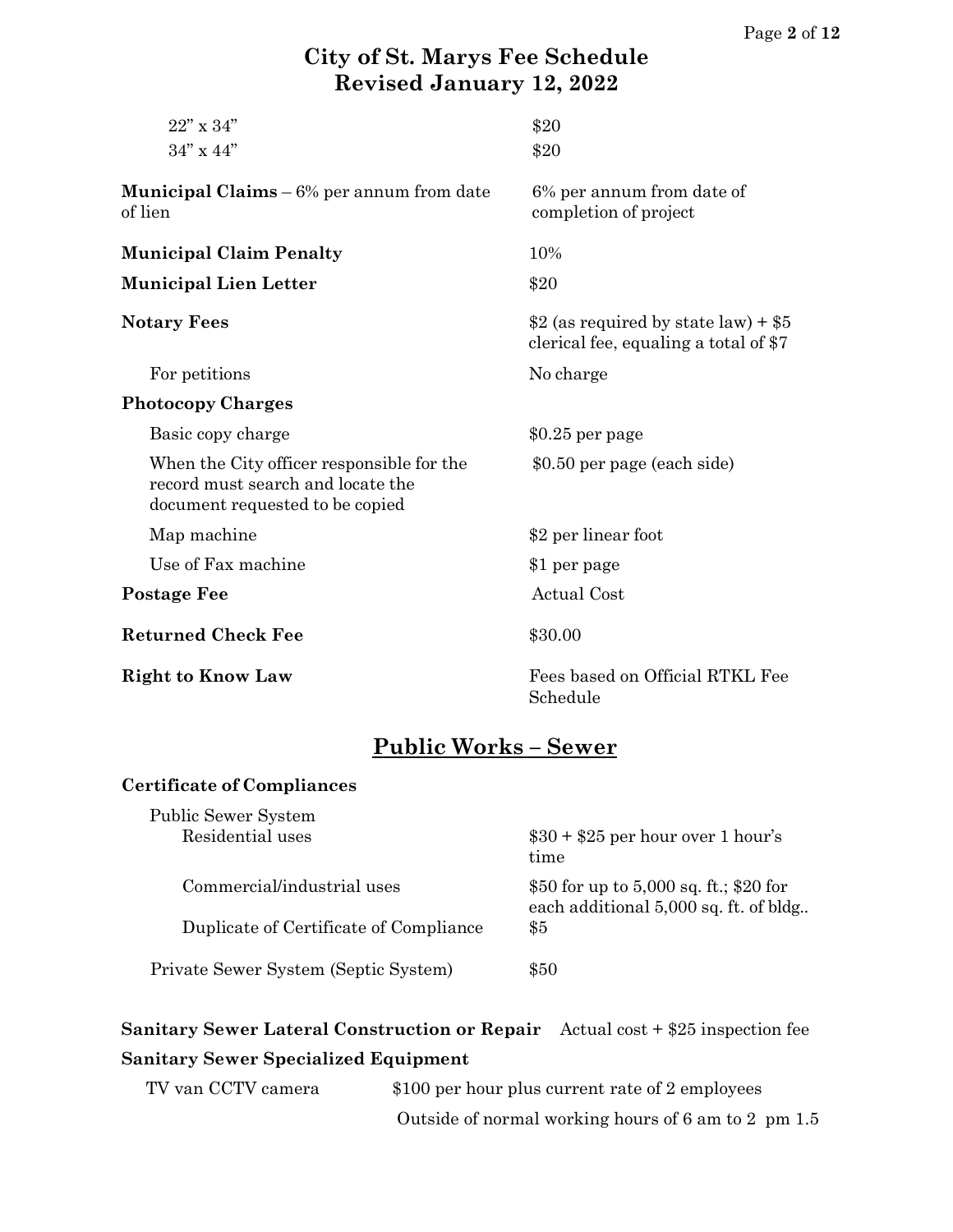# City of St. Marys Fee Schedule
# Revised January 12, 2022

| Item | Fee |
|---|---|
| 22" x 34" | $20 |
| 34" x 44" | $20 |
| **Municipal Claims** – 6% per annum from date of lien | 6% per annum from date of completion of project |
| **Municipal Claim Penalty** | 10% |
| **Municipal Lien Letter** | $20 |
| **Notary Fees** | $2 (as required by state law) + $5 clerical fee, equaling a total of $7 |
| For petitions | No charge |
| **Photocopy Charges** | |
| Basic copy charge | $0.25 per page |
| When the City officer responsible for the record must search and locate the document requested to be copied | $0.50 per page (each side) |
| Map machine | $2 per linear foot |
| Use of Fax machine | $1 per page |
| **Postage Fee** | Actual Cost |
| **Returned Check Fee** | $30.00 |
| **Right to Know Law** | Fees based on Official RTKL Fee Schedule |

## Public Works – Sewer

**Certificate of Compliances**

| Item | Fee |
|---|---|
| Public Sewer System | |
| Residential uses | $30 + $25 per hour over 1 hour's time |
| Commercial/industrial uses | $50 for up to 5,000 sq. ft.; $20 for each additional 5,000 sq. ft. of bldg.. |
| Duplicate of Certificate of Compliance | $5 |
| Private Sewer System (Septic System) | $50 |

**Sanitary Sewer Lateral Construction or Repair** Actual cost + $25 inspection fee

**Sanitary Sewer Specialized Equipment**

TV van CCTV camera — $100 per hour plus current rate of 2 employees

Outside of normal working hours of 6 am to 2 pm 1.5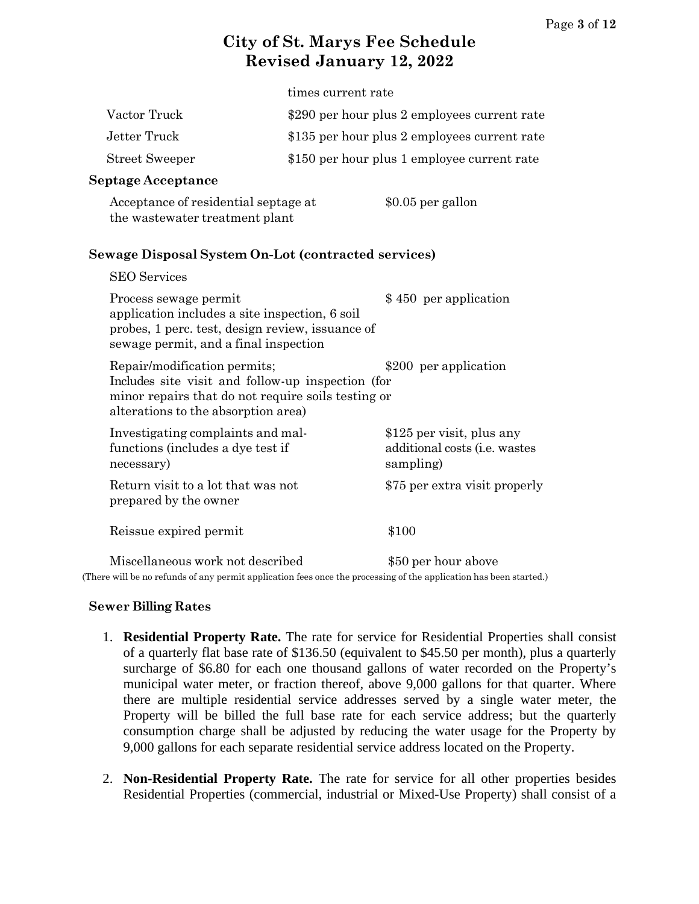| | |
|---|---|
| | times current rate |
| Vactor Truck | $290 per hour plus 2 employees current rate |
| Jetter Truck | $135 per hour plus 2 employees current rate |
| Street Sweeper | $150 per hour plus 1 employee current rate |

**Septage Acceptance**

| | |
|---|---|
| Acceptance of residential septage at the wastewater treatment plant | $0.05 per gallon |

**Sewage Disposal System On-Lot (contracted services)**

SEO Services

| | |
|---|---|
| Process sewage permit application includes a site inspection, 6 soil probes, 1 perc. test, design review, issuance of sewage permit, and a final inspection | $ 450 per application |
| Repair/modification permits; Includes site visit and follow-up inspection (for minor repairs that do not require soils testing or alterations to the absorption area) | $200 per application |
| Investigating complaints and mal-functions (includes a dye test if necessary) | $125 per visit, plus any additional costs (i.e. wastes sampling) |
| Return visit to a lot that was not prepared by the owner | $75 per extra visit properly |
| Reissue expired permit | $100 |
| Miscellaneous work not described | $50 per hour above |

(There will be no refunds of any permit application fees once the processing of the application has been started.)

**Sewer Billing Rates**

1. **Residential Property Rate.** The rate for service for Residential Properties shall consist of a quarterly flat base rate of $136.50 (equivalent to $45.50 per month), plus a quarterly surcharge of $6.80 for each one thousand gallons of water recorded on the Property's municipal water meter, or fraction thereof, above 9,000 gallons for that quarter. Where there are multiple residential service addresses served by a single water meter, the Property will be billed the full base rate for each service address; but the quarterly consumption charge shall be adjusted by reducing the water usage for the Property by 9,000 gallons for each separate residential service address located on the Property.

2. **Non-Residential Property Rate.** The rate for service for all other properties besides Residential Properties (commercial, industrial or Mixed-Use Property) shall consist of a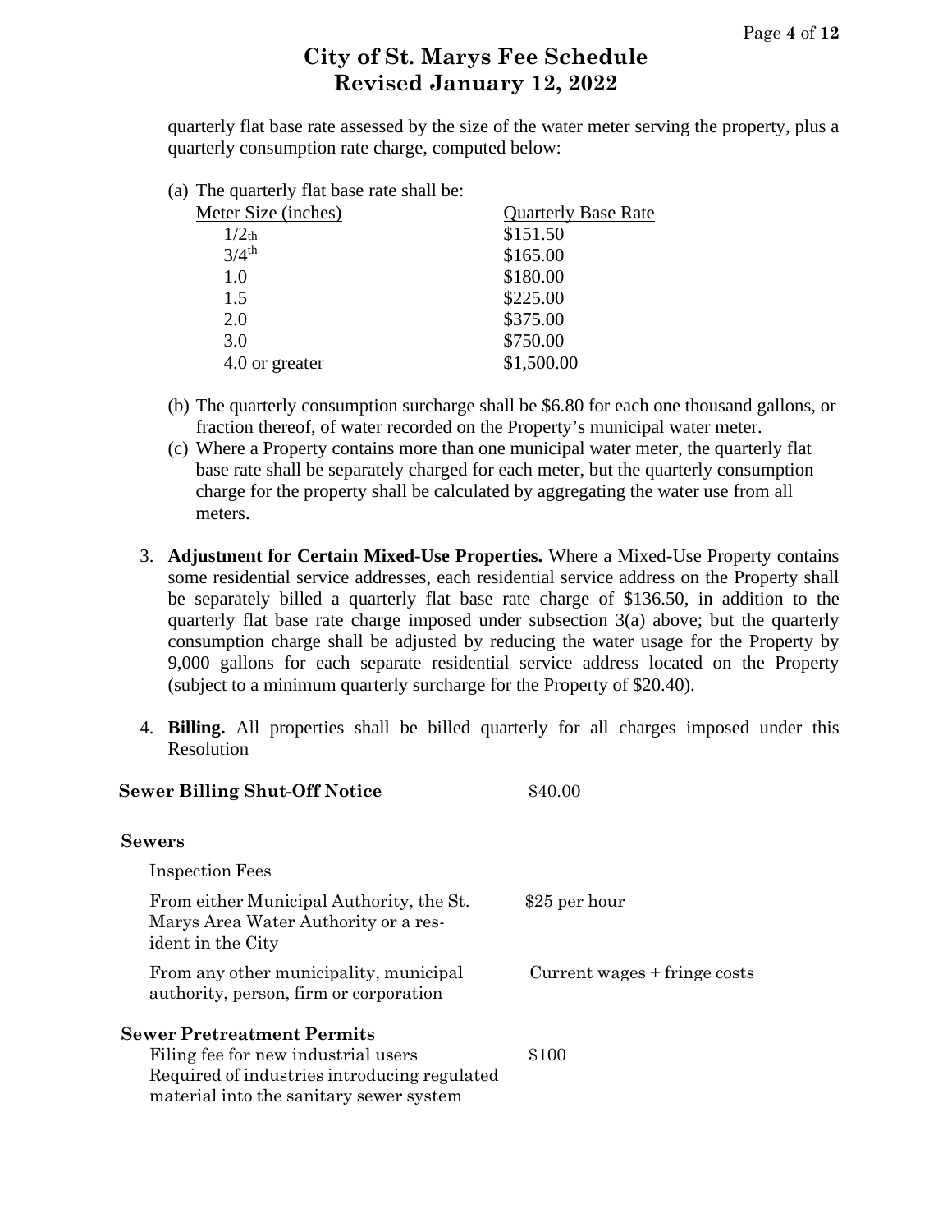quarterly flat base rate assessed by the size of the water meter serving the property, plus a quarterly consumption rate charge, computed below:

(a) The quarterly flat base rate shall be:

| Meter Size (inches) | Quarterly Base Rate |
|---|---|
| 1/2th | $151.50 |
| 3/4th | $165.00 |
| 1.0 | $180.00 |
| 1.5 | $225.00 |
| 2.0 | $375.00 |
| 3.0 | $750.00 |
| 4.0 or greater | $1,500.00 |

(b) The quarterly consumption surcharge shall be $6.80 for each one thousand gallons, or fraction thereof, of water recorded on the Property's municipal water meter.

(c) Where a Property contains more than one municipal water meter, the quarterly flat base rate shall be separately charged for each meter, but the quarterly consumption charge for the property shall be calculated by aggregating the water use from all meters.

3. **Adjustment for Certain Mixed-Use Properties.** Where a Mixed-Use Property contains some residential service addresses, each residential service address on the Property shall be separately billed a quarterly flat base rate charge of $136.50, in addition to the quarterly flat base rate charge imposed under subsection 3(a) above; but the quarterly consumption charge shall be adjusted by reducing the water usage for the Property by 9,000 gallons for each separate residential service address located on the Property (subject to a minimum quarterly surcharge for the Property of $20.40).

4. **Billing.** All properties shall be billed quarterly for all charges imposed under this Resolution

| **Sewer Billing Shut-Off Notice** | $40.00 |
|---|---|

**Sewers**

| Inspection Fees | |
|---|---|
| From either Municipal Authority, the St. Marys Area Water Authority or a resident in the City | $25 per hour |
| From any other municipality, municipal authority, person, firm or corporation | Current wages + fringe costs |

**Sewer Pretreatment Permits**

| Filing fee for new industrial users Required of industries introducing regulated material into the sanitary sewer system | $100 |
|---|---|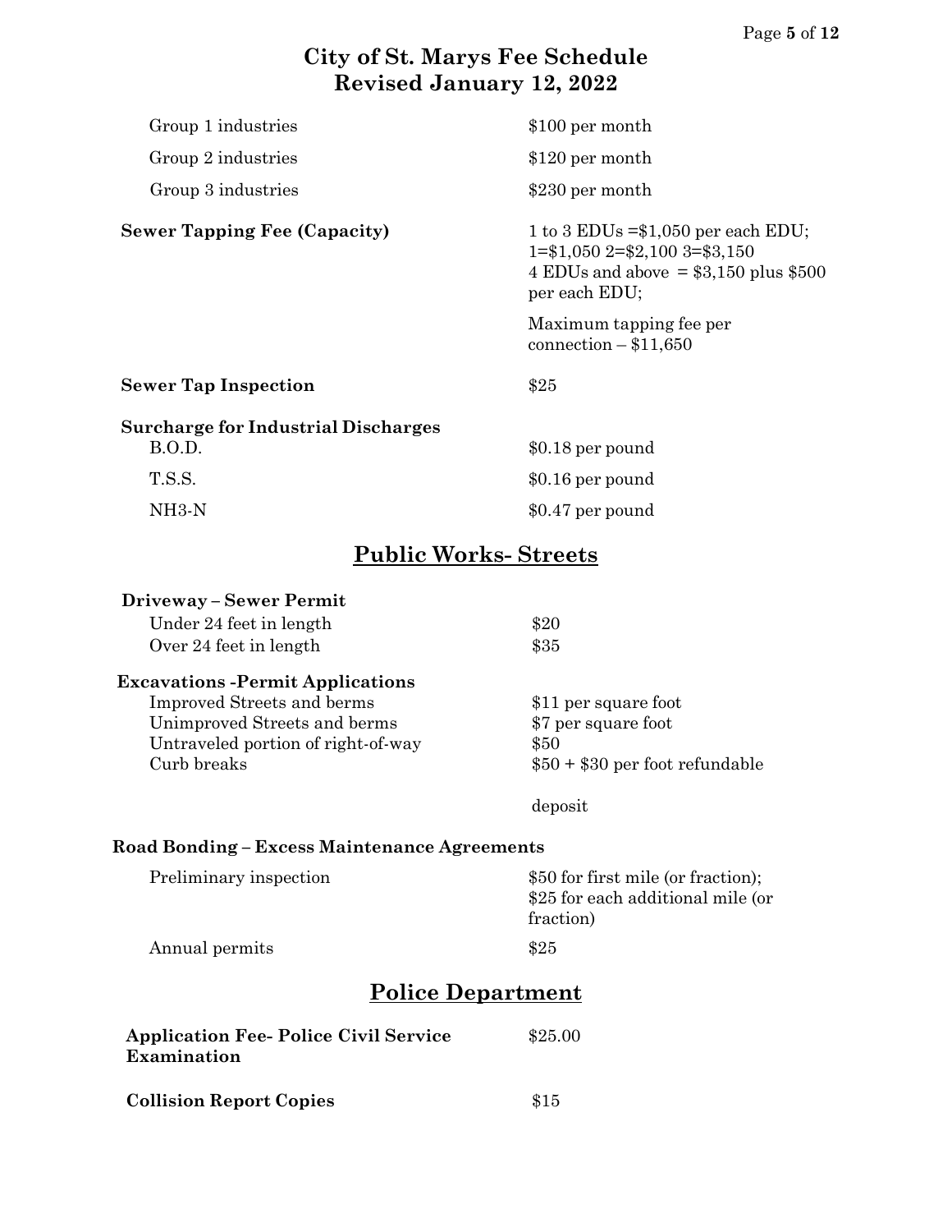## City of St. Marys Fee Schedule
## Revised January 12, 2022

| Item | Fee |
|---|---|
| Group 1 industries | $100 per month |
| Group 2 industries | $120 per month |
| Group 3 industries | $230 per month |
| **Sewer Tapping Fee (Capacity)** | 1 to 3 EDUs =$1,050 per each EDU; 1=$1,050 2=$2,100 3=$3,150 4 EDUs and above = $3,150 plus $500 per each EDU; Maximum tapping fee per connection – $11,650 |
| **Sewer Tap Inspection** | $25 |
| **Surcharge for Industrial Discharges** | |
| B.O.D. | $0.18 per pound |
| T.S.S. | $0.16 per pound |
| NH3-N | $0.47 per pound |

## Public Works- Streets

| Item | Fee |
|---|---|
| **Driveway – Sewer Permit** | |
| Under 24 feet in length | $20 |
| Over 24 feet in length | $35 |
| **Excavations -Permit Applications** | |
| Improved Streets and berms | $11 per square foot |
| Unimproved Streets and berms | $7 per square foot |
| Untraveled portion of right-of-way | $50 |
| Curb breaks | $50 + $30 per foot refundable deposit |
| **Road Bonding – Excess Maintenance Agreements** | |
| Preliminary inspection | $50 for first mile (or fraction); $25 for each additional mile (or fraction) |
| Annual permits | $25 |

## Police Department

| Item | Fee |
|---|---|
| **Application Fee- Police Civil Service Examination** | $25.00 |
| **Collision Report Copies** | $15 |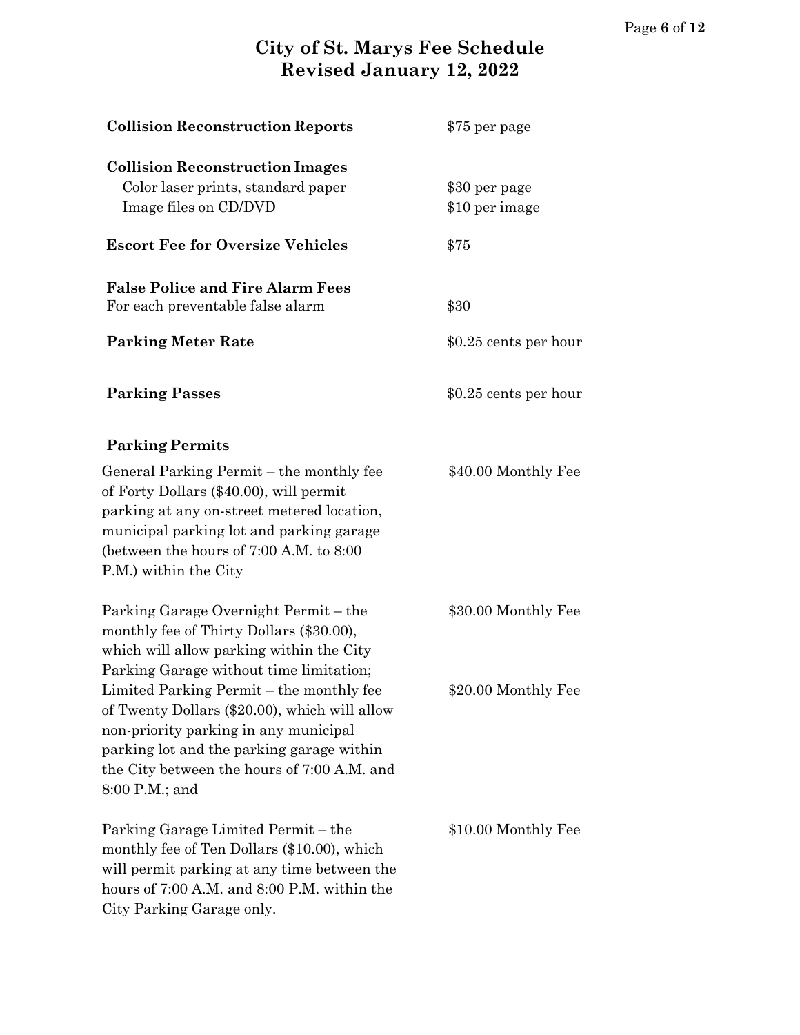# City of St. Marys Fee Schedule
## Revised January 12, 2022

| | |
|---|---|
| **Collision Reconstruction Reports** | $75 per page |
| **Collision Reconstruction Images** | |
| Color laser prints, standard paper | $30 per page |
| Image files on CD/DVD | $10 per image |
| **Escort Fee for Oversize Vehicles** | $75 |
| **False Police and Fire Alarm Fees** | |
| For each preventable false alarm | $30 |
| **Parking Meter Rate** | $0.25 cents per hour |
| **Parking Passes** | $0.25 cents per hour |
| **Parking Permits** | |
| General Parking Permit – the monthly fee of Forty Dollars ($40.00), will permit parking at any on-street metered location, municipal parking lot and parking garage (between the hours of 7:00 A.M. to 8:00 P.M.) within the City | $40.00 Monthly Fee |
| Parking Garage Overnight Permit – the monthly fee of Thirty Dollars ($30.00), which will allow parking within the City Parking Garage without time limitation; | $30.00 Monthly Fee |
| Limited Parking Permit – the monthly fee of Twenty Dollars ($20.00), which will allow non-priority parking in any municipal parking lot and the parking garage within the City between the hours of 7:00 A.M. and 8:00 P.M.; and | $20.00 Monthly Fee |
| Parking Garage Limited Permit – the monthly fee of Ten Dollars ($10.00), which will permit parking at any time between the hours of 7:00 A.M. and 8:00 P.M. within the City Parking Garage only. | $10.00 Monthly Fee |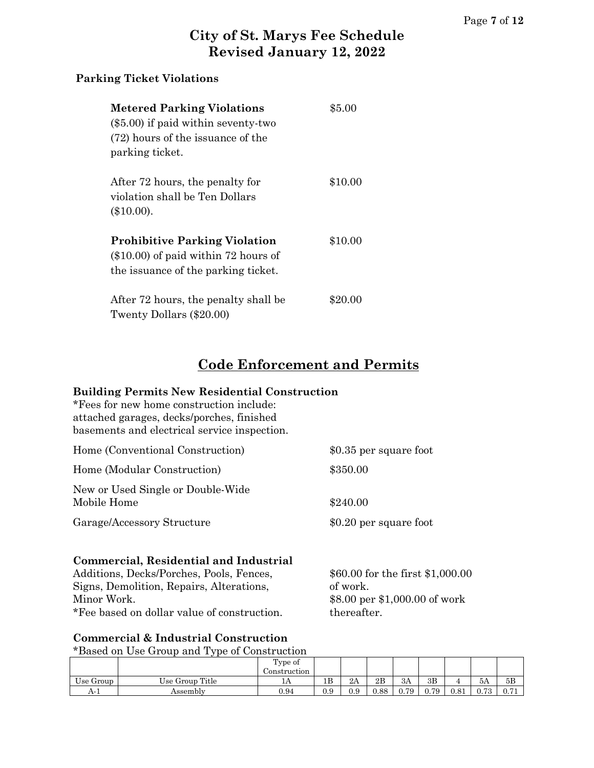# City of St. Marys Fee Schedule
# Revised January 12, 2022

### Parking Ticket Violations

| | |
|---|---|
| **Metered Parking Violations** ($5.00) if paid within seventy-two (72) hours of the issuance of the parking ticket. | $5.00 |
| After 72 hours, the penalty for violation shall be Ten Dollars ($10.00). | $10.00 |
| **Prohibitive Parking Violation** ($10.00) of paid within 72 hours of the issuance of the parking ticket. | $10.00 |
| After 72 hours, the penalty shall be Twenty Dollars ($20.00) | $20.00 |

## Code Enforcement and Permits

### Building Permits New Residential Construction

*Fees for new home construction include: attached garages, decks/porches, finished basements and electrical service inspection.

| | |
|---|---|
| Home (Conventional Construction) | $0.35 per square foot |
| Home (Modular Construction) | $350.00 |
| New or Used Single or Double-Wide Mobile Home | $240.00 |
| Garage/Accessory Structure | $0.20 per square foot |

### Commercial, Residential and Industrial

| | |
|---|---|
| Additions, Decks/Porches, Pools, Fences, Signs, Demolition, Repairs, Alterations, Minor Work. *Fee based on dollar value of construction. | $60.00 for the first $1,000.00 of work. $8.00 per $1,000.00 of work thereafter. |

### Commercial & Industrial Construction

*Based on Use Group and Type of Construction

| | | Type of Construction | | | | | | | | |
|---|---|---|---|---|---|---|---|---|---|---|
| Use Group | Use Group Title | 1A | 1B | 2A | 2B | 3A | 3B | 4 | 5A | 5B |
| A-1 | Assembly | 0.94 | 0.9 | 0.9 | 0.88 | 0.79 | 0.79 | 0.81 | 0.73 | 0.71 |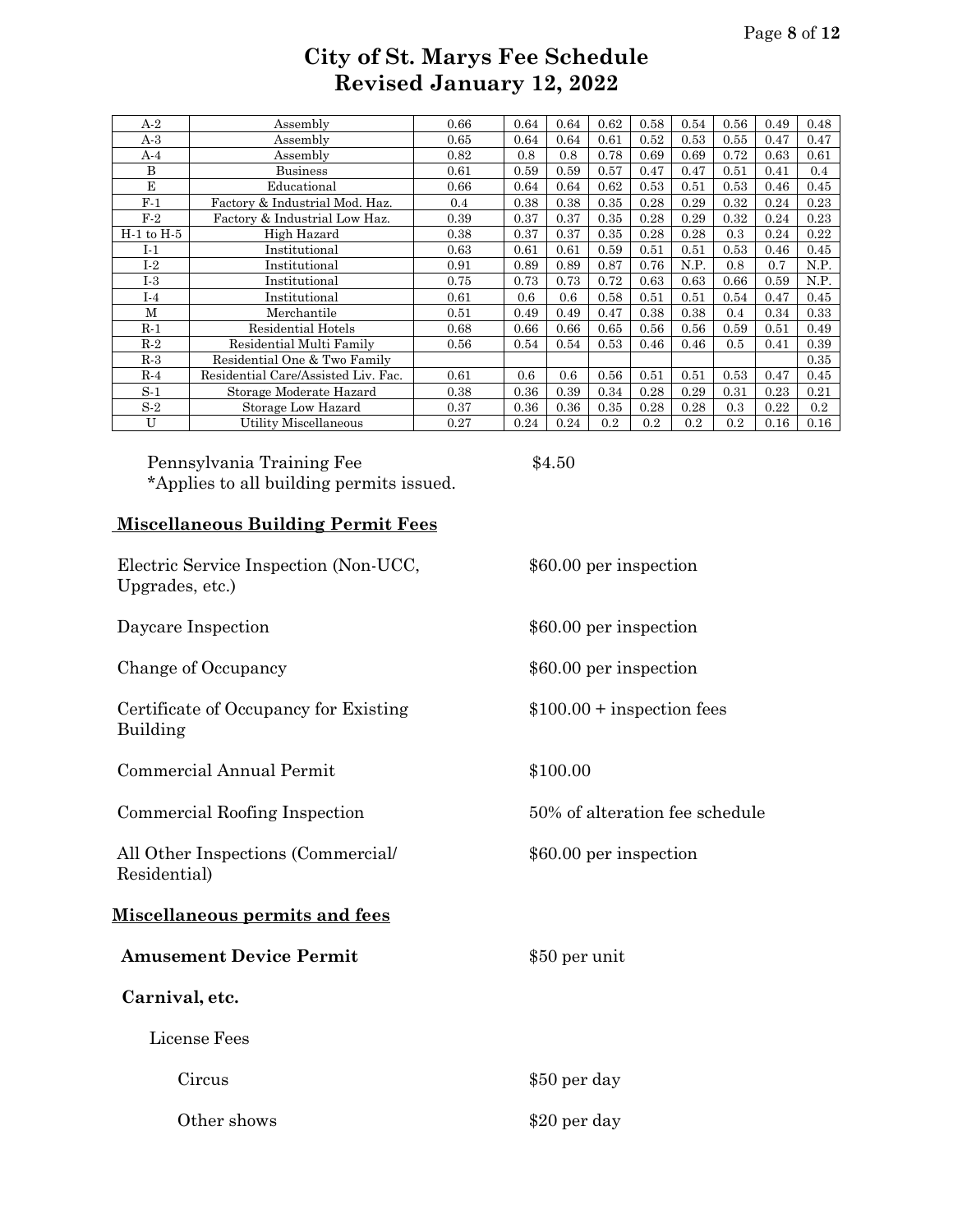# City of St. Marys Fee Schedule
# Revised January 12, 2022

| | | | | | | | | | | |
|---|---|---|---|---|---|---|---|---|---|---|
| A-2 | Assembly | 0.66 | 0.64 | 0.64 | 0.62 | 0.58 | 0.54 | 0.56 | 0.49 | 0.48 |
| A-3 | Assembly | 0.65 | 0.64 | 0.64 | 0.61 | 0.52 | 0.53 | 0.55 | 0.47 | 0.47 |
| A-4 | Assembly | 0.82 | 0.8 | 0.8 | 0.78 | 0.69 | 0.69 | 0.72 | 0.63 | 0.61 |
| B | Business | 0.61 | 0.59 | 0.59 | 0.57 | 0.47 | 0.47 | 0.51 | 0.41 | 0.4 |
| E | Educational | 0.66 | 0.64 | 0.64 | 0.62 | 0.53 | 0.51 | 0.53 | 0.46 | 0.45 |
| F-1 | Factory & Industrial Mod. Haz. | 0.4 | 0.38 | 0.38 | 0.35 | 0.28 | 0.29 | 0.32 | 0.24 | 0.23 |
| F-2 | Factory & Industrial Low Haz. | 0.39 | 0.37 | 0.37 | 0.35 | 0.28 | 0.29 | 0.32 | 0.24 | 0.23 |
| H-1 to H-5 | High Hazard | 0.38 | 0.37 | 0.37 | 0.35 | 0.28 | 0.28 | 0.3 | 0.24 | 0.22 |
| I-1 | Institutional | 0.63 | 0.61 | 0.61 | 0.59 | 0.51 | 0.51 | 0.53 | 0.46 | 0.45 |
| I-2 | Institutional | 0.91 | 0.89 | 0.89 | 0.87 | 0.76 | N.P. | 0.8 | 0.7 | N.P. |
| I-3 | Institutional | 0.75 | 0.73 | 0.73 | 0.72 | 0.63 | 0.63 | 0.66 | 0.59 | N.P. |
| I-4 | Institutional | 0.61 | 0.6 | 0.6 | 0.58 | 0.51 | 0.51 | 0.54 | 0.47 | 0.45 |
| M | Merchantile | 0.51 | 0.49 | 0.49 | 0.47 | 0.38 | 0.38 | 0.4 | 0.34 | 0.33 |
| R-1 | Residential Hotels | 0.68 | 0.66 | 0.66 | 0.65 | 0.56 | 0.56 | 0.59 | 0.51 | 0.49 |
| R-2 | Residential Multi Family | 0.56 | 0.54 | 0.54 | 0.53 | 0.46 | 0.46 | 0.5 | 0.41 | 0.39 |
| R-3 | Residential One & Two Family | | | | | | | | | 0.35 |
| R-4 | Residential Care/Assisted Liv. Fac. | 0.61 | 0.6 | 0.6 | 0.56 | 0.51 | 0.51 | 0.53 | 0.47 | 0.45 |
| S-1 | Storage Moderate Hazard | 0.38 | 0.36 | 0.39 | 0.34 | 0.28 | 0.29 | 0.31 | 0.23 | 0.21 |
| S-2 | Storage Low Hazard | 0.37 | 0.36 | 0.36 | 0.35 | 0.28 | 0.28 | 0.3 | 0.22 | 0.2 |
| U | Utility Miscellaneous | 0.27 | 0.24 | 0.24 | 0.2 | 0.2 | 0.2 | 0.2 | 0.16 | 0.16 |

Pennsylvania Training Fee — $4.50
*Applies to all building permits issued.

## Miscellaneous Building Permit Fees

| | |
|---|---|
| Electric Service Inspection (Non-UCC, Upgrades, etc.) | $60.00 per inspection |
| Daycare Inspection | $60.00 per inspection |
| Change of Occupancy | $60.00 per inspection |
| Certificate of Occupancy for Existing Building | $100.00 + inspection fees |
| Commercial Annual Permit | $100.00 |
| Commercial Roofing Inspection | 50% of alteration fee schedule |
| All Other Inspections (Commercial/ Residential) | $60.00 per inspection |

## Miscellaneous permits and fees

**Amusement Device Permit** — $50 per unit

**Carnival, etc.**

License Fees

- Circus — $50 per day
- Other shows — $20 per day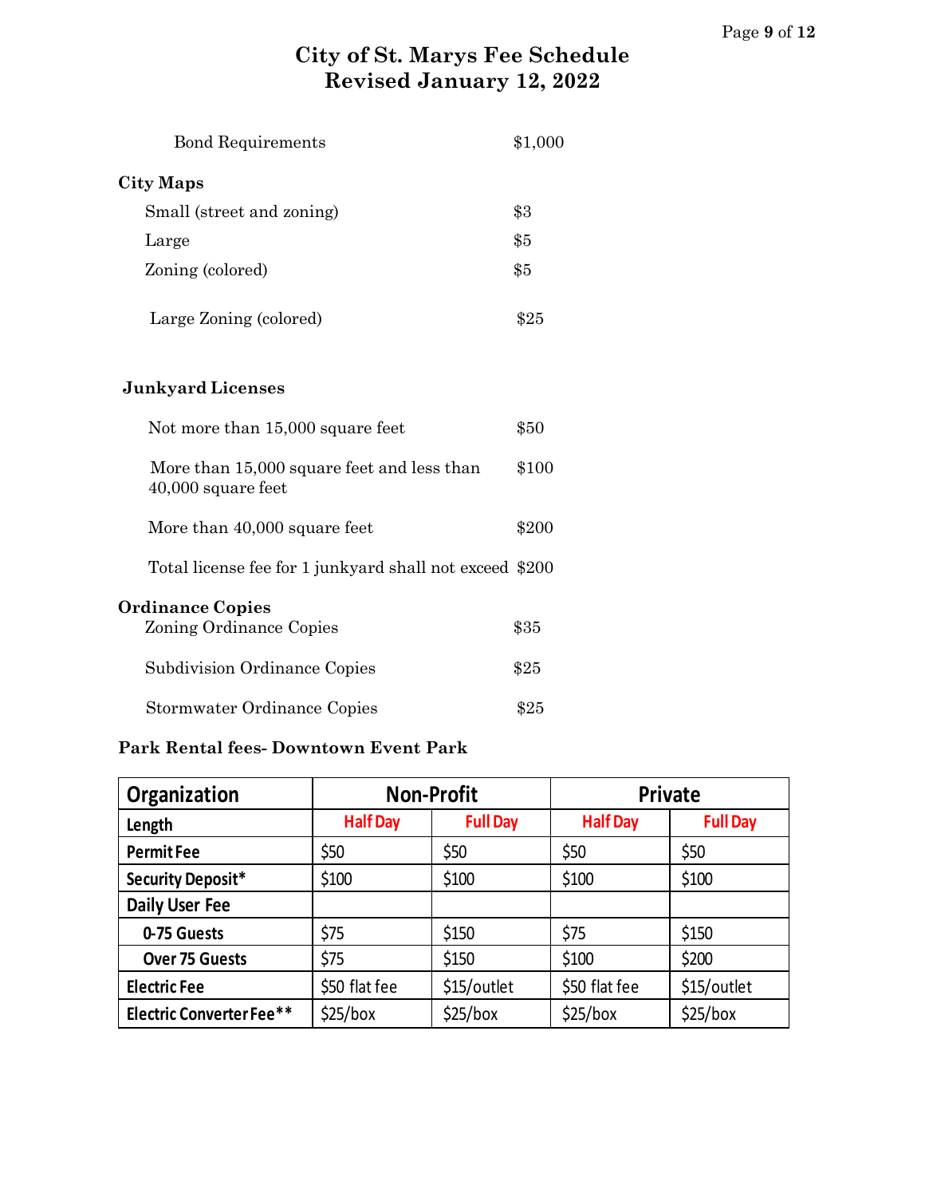# City of St. Marys Fee Schedule
## Revised January 12, 2022

| | |
|---|---|
| Bond Requirements | $1,000 |

**City Maps**

| | |
|---|---|
| Small (street and zoning) | $3 |
| Large | $5 |
| Zoning (colored) | $5 |
| Large Zoning (colored) | $25 |

**Junkyard Licenses**

| | |
|---|---|
| Not more than 15,000 square feet | $50 |
| More than 15,000 square feet and less than 40,000 square feet | $100 |
| More than 40,000 square feet | $200 |
| Total license fee for 1 junkyard shall not exceed | $200 |

**Ordinance Copies**

| | |
|---|---|
| Zoning Ordinance Copies | $35 |
| Subdivision Ordinance Copies | $25 |
| Stormwater Ordinance Copies | $25 |

**Park Rental fees- Downtown Event Park**

| Organization | Non-Profit | | Private | |
|---|---|---|---|---|
| Length | Half Day | Full Day | Half Day | Full Day |
| Permit Fee | $50 | $50 | $50 | $50 |
| Security Deposit* | $100 | $100 | $100 | $100 |
| Daily User Fee | | | | |
| 0-75 Guests | $75 | $150 | $75 | $150 |
| Over 75 Guests | $75 | $150 | $100 | $200 |
| Electric Fee | $50 flat fee | $15/outlet | $50 flat fee | $15/outlet |
| Electric Converter Fee** | $25/box | $25/box | $25/box | $25/box |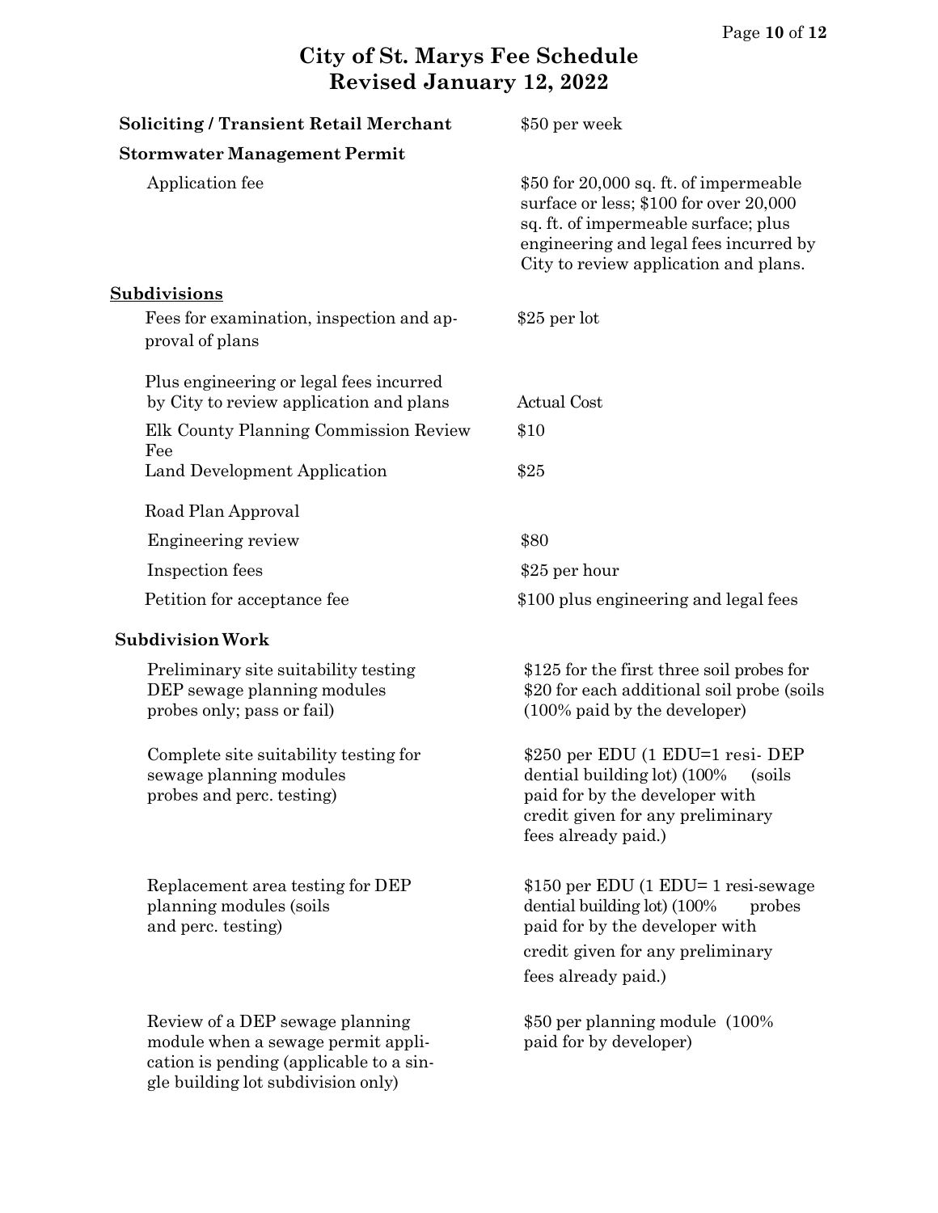# City of St. Marys Fee Schedule
## Revised January 12, 2022

| Item | Fee |
|---|---|
| **Soliciting / Transient Retail Merchant** | $50 per week |
| **Stormwater Management Permit** | |
| Application fee | $50 for 20,000 sq. ft. of impermeable surface or less; $100 for over 20,000 sq. ft. of impermeable surface; plus engineering and legal fees incurred by City to review application and plans. |
| **<u>Subdivisions</u>** | |
| Fees for examination, inspection and approval of plans | $25 per lot |
| Plus engineering or legal fees incurred by City to review application and plans | Actual Cost |
| Elk County Planning Commission Review Fee | $10 |
| Land Development Application | $25 |
| Road Plan Approval | |
| Engineering review | $80 |
| Inspection fees | $25 per hour |
| Petition for acceptance fee | $100 plus engineering and legal fees |
| **Subdivision Work** | |
| Preliminary site suitability testing DEP sewage planning modules probes only; pass or fail) | $125 for the first three soil probes for $20 for each additional soil probe (soils (100% paid by the developer) |
| Complete site suitability testing for sewage planning modules probes and perc. testing) | $250 per EDU (1 EDU=1 resi- DEP dential building lot) (100% (soils paid for by the developer with credit given for any preliminary fees already paid.) |
| Replacement area testing for DEP planning modules (soils and perc. testing) | $150 per EDU (1 EDU= 1 resi-sewage dential building lot) (100% probes paid for by the developer with credit given for any preliminary fees already paid.) |
| Review of a DEP sewage planning module when a sewage permit application is pending (applicable to a single building lot subdivision only) | $50 per planning module (100% paid for by developer) |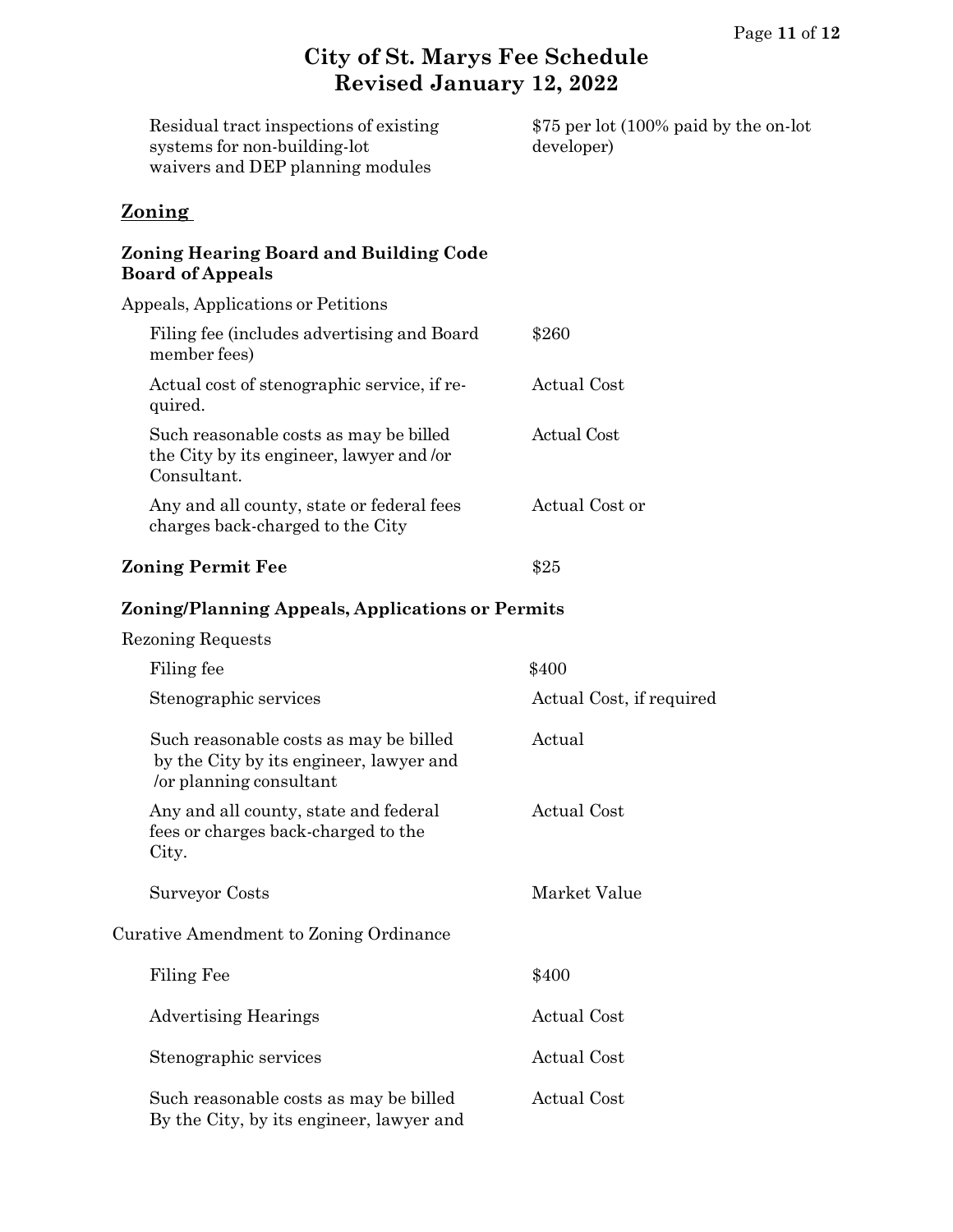| | |
|---|---|
| Residual tract inspections of existing systems for non-building-lot waivers and DEP planning modules | $75 per lot (100% paid by the on-lot developer) |

## Zoning

### Zoning Hearing Board and Building Code Board of Appeals

Appeals, Applications or Petitions

| | |
|---|---|
| Filing fee (includes advertising and Board member fees) | $260 |
| Actual cost of stenographic service, if required. | Actual Cost |
| Such reasonable costs as may be billed the City by its engineer, lawyer and /or Consultant. | Actual Cost |
| Any and all county, state or federal fees charges back-charged to the City | Actual Cost or |

| | |
|---|---|
| **Zoning Permit Fee** | $25 |

### Zoning/Planning Appeals, Applications or Permits

Rezoning Requests

| | |
|---|---|
| Filing fee | $400 |
| Stenographic services | Actual Cost, if required |
| Such reasonable costs as may be billed by the City by its engineer, lawyer and /or planning consultant | Actual |
| Any and all county, state and federal fees or charges back-charged to the City. | Actual Cost |
| Surveyor Costs | Market Value |

Curative Amendment to Zoning Ordinance

| | |
|---|---|
| Filing Fee | $400 |
| Advertising Hearings | Actual Cost |
| Stenographic services | Actual Cost |
| Such reasonable costs as may be billed By the City, by its engineer, lawyer and | Actual Cost |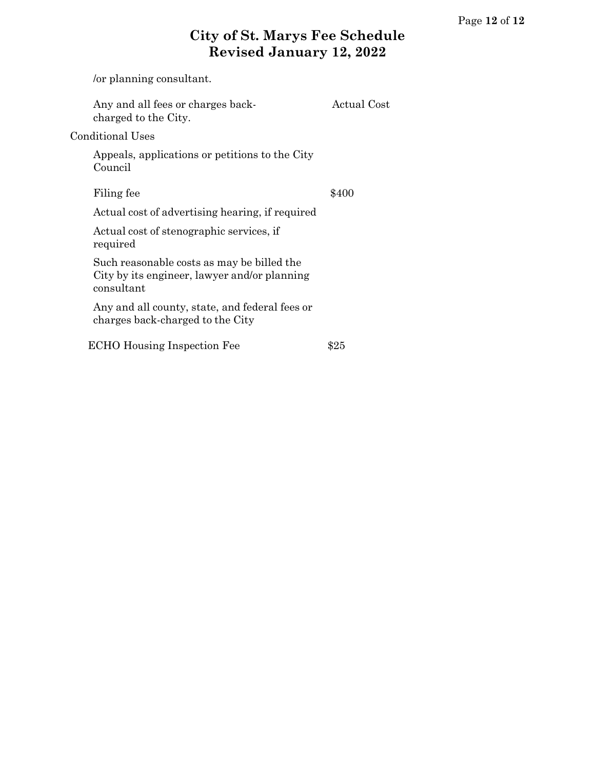/or planning consultant.

| | |
|---|---|
| Any and all fees or charges back-charged to the City. | Actual Cost |
| Conditional Uses | |
| Appeals, applications or petitions to the City Council | |
| Filing fee | $400 |
| Actual cost of advertising hearing, if required | |
| Actual cost of stenographic services, if required | |
| Such reasonable costs as may be billed the City by its engineer, lawyer and/or planning consultant | |
| Any and all county, state, and federal fees or charges back-charged to the City | |
| ECHO Housing Inspection Fee | $25 |